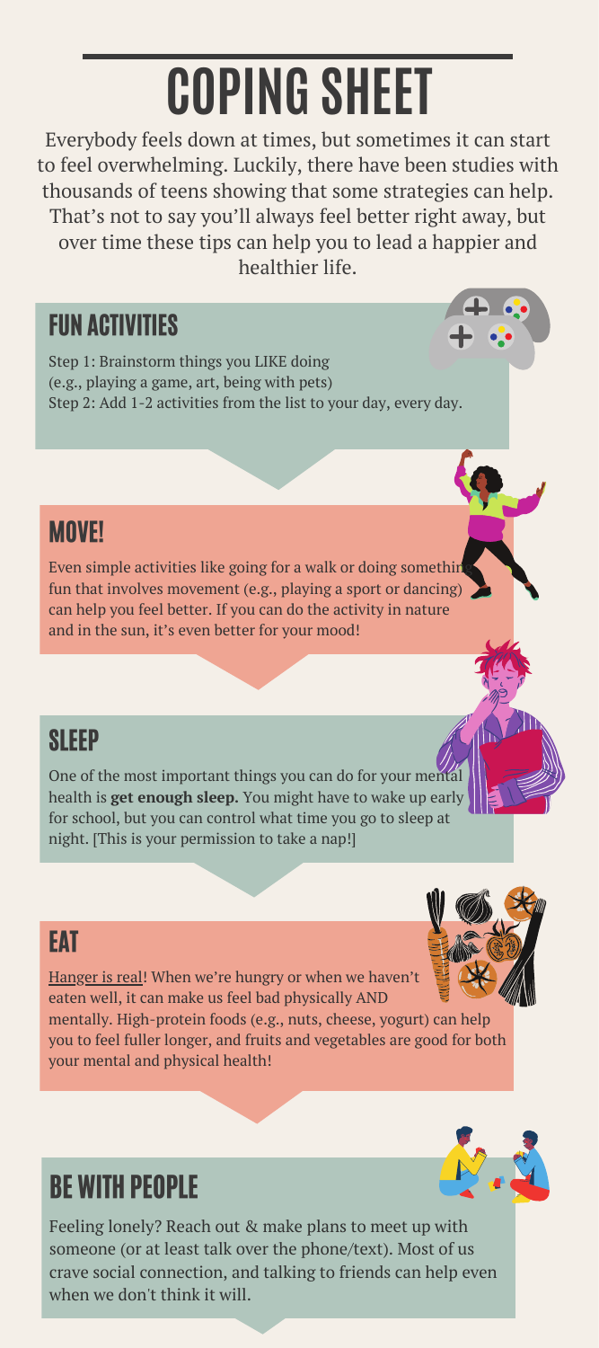# COPING SHEET

Everybody feels down at times, but sometimes it can start to feel overwhelming. Luckily, there have been studies with thousands of teens showing that some strategies can help. That's not to say you'll always feel better right away, but over time these tips can help you to lead a happier and healthier life.

## FUN ACTIVITIES

Step 1: Brainstorm things you LIKE doing (e.g., playing a game, art, being with pets)
Step 2: Add 1-2 activities from the list to your day, every day.

## MOVE!

Even simple activities like going for a walk or doing something fun that involves movement (e.g., playing a sport or dancing) can help you feel better. If you can do the activity in nature and in the sun, it's even better for your mood!

## SLEEP

One of the most important things you can do for your mental health is **get enough sleep.** You might have to wake up early for school, but you can control what time you go to sleep at night. [This is your permission to take a nap!]

## EAT

Hanger is real! When we're hungry or when we haven't eaten well, it can make us feel bad physically AND mentally. High-protein foods (e.g., nuts, cheese, yogurt) can help you to feel fuller longer, and fruits and vegetables are good for both your mental and physical health!

## BE WITH PEOPLE

Feeling lonely? Reach out & make plans to meet up with someone (or at least talk over the phone/text). Most of us crave social connection, and talking to friends can help even when we don't think it will.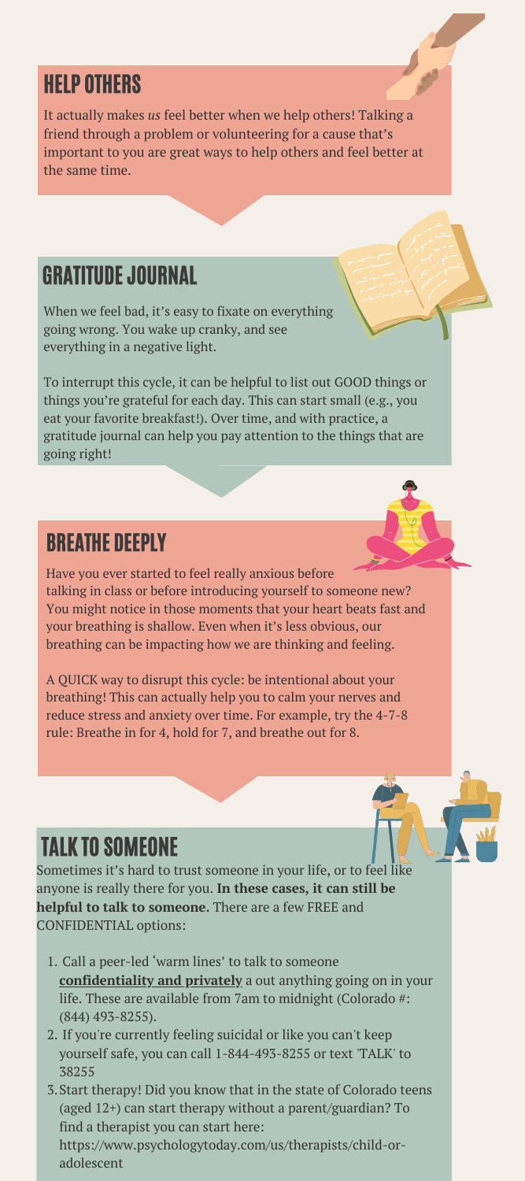## HELP OTHERS

It actually makes *us* feel better when we help others! Talking a friend through a problem or volunteering for a cause that's important to you are great ways to help others and feel better at the same time.

## GRATITUDE JOURNAL

When we feel bad, it's easy to fixate on everything going wrong. You wake up cranky, and see everything in a negative light.

To interrupt this cycle, it can be helpful to list out GOOD things or things you're grateful for each day. This can start small (e.g., you eat your favorite breakfast!). Over time, and with practice, a gratitude journal can help you pay attention to the things that are going right!

## BREATHE DEEPLY

Have you ever started to feel really anxious before talking in class or before introducing yourself to someone new? You might notice in those moments that your heart beats fast and your breathing is shallow. Even when it's less obvious, our breathing can be impacting how we are thinking and feeling.

A QUICK way to disrupt this cycle: be intentional about your breathing! This can actually help you to calm your nerves and reduce stress and anxiety over time. For example, try the 4-7-8 rule: Breathe in for 4, hold for 7, and breathe out for 8.

## TALK TO SOMEONE

Sometimes it's hard to trust someone in your life, or to feel like anyone is really there for you. **In these cases, it can still be helpful to talk to someone.** There are a few FREE and CONFIDENTIAL options:

1. Call a peer-led 'warm lines' to talk to someone **confidentiality and privately** a out anything going on in your life. These are available from 7am to midnight (Colorado #: (844) 493-8255).
2. If you're currently feeling suicidal or like you can't keep yourself safe, you can call 1-844-493-8255 or text 'TALK' to 38255
3. Start therapy! Did you know that in the state of Colorado teens (aged 12+) can start therapy without a parent/guardian? To find a therapist you can start here: https://www.psychologytoday.com/us/therapists/child-or-adolescent